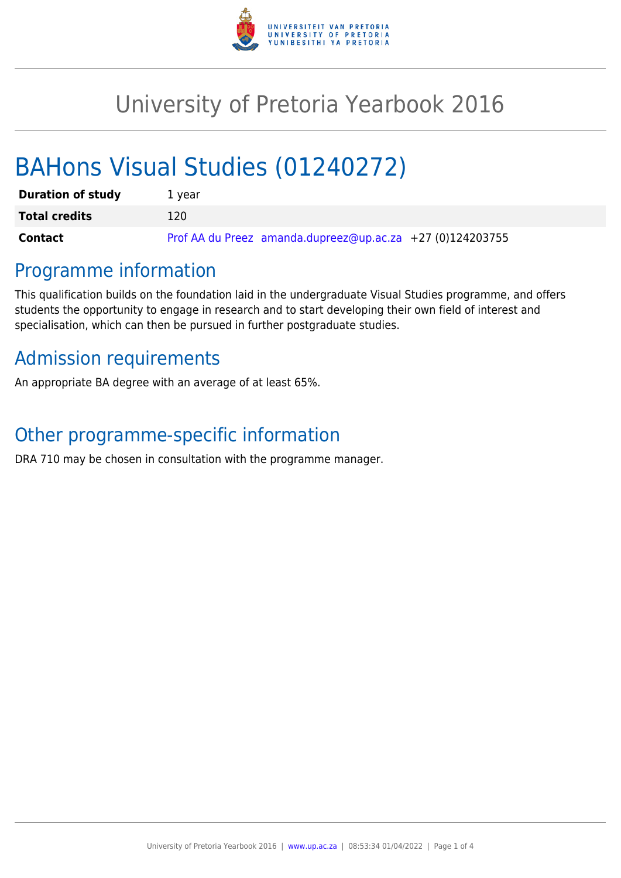# University of Pretoria Yearbook 2016

# BAHons Visual Studies (01240272)

| | |
|---|---|
| **Duration of study** | 1 year |
| **Total credits** | 120 |
| **Contact** | Prof AA du Preez amanda.dupreez@up.ac.za +27 (0)124203755 |

## Programme information

This qualification builds on the foundation laid in the undergraduate Visual Studies programme, and offers students the opportunity to engage in research and to start developing their own field of interest and specialisation, which can then be pursued in further postgraduate studies.

## Admission requirements

An appropriate BA degree with an average of at least 65%.

## Other programme-specific information

DRA 710 may be chosen in consultation with the programme manager.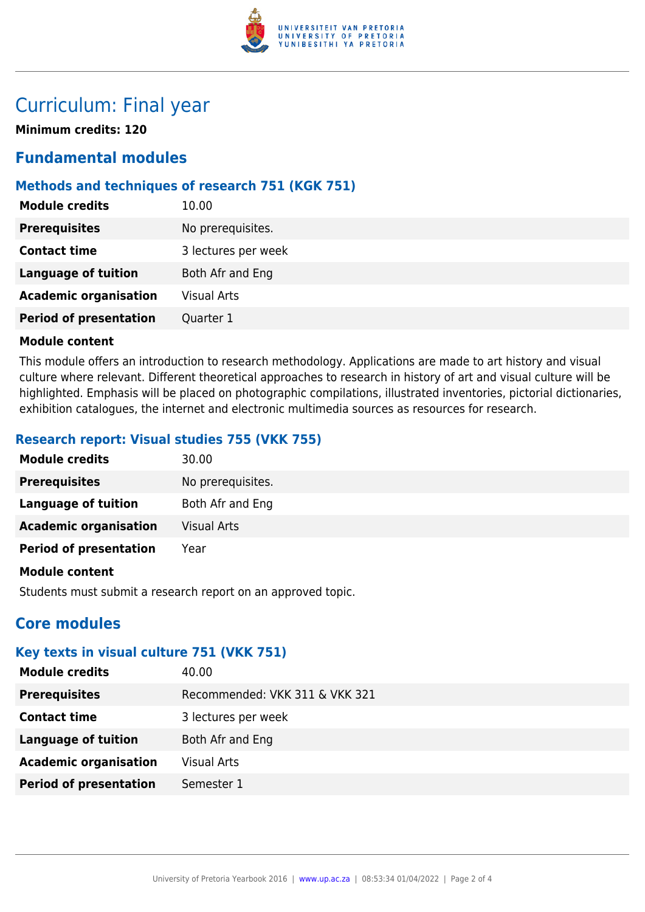# Curriculum: Final year

**Minimum credits: 120**

## Fundamental modules

### Methods and techniques of research 751 (KGK 751)

| | |
|---|---|
| **Module credits** | 10.00 |
| **Prerequisites** | No prerequisites. |
| **Contact time** | 3 lectures per week |
| **Language of tuition** | Both Afr and Eng |
| **Academic organisation** | Visual Arts |
| **Period of presentation** | Quarter 1 |

**Module content**

This module offers an introduction to research methodology. Applications are made to art history and visual culture where relevant. Different theoretical approaches to research in history of art and visual culture will be highlighted. Emphasis will be placed on photographic compilations, illustrated inventories, pictorial dictionaries, exhibition catalogues, the internet and electronic multimedia sources as resources for research.

### Research report: Visual studies 755 (VKK 755)

| | |
|---|---|
| **Module credits** | 30.00 |
| **Prerequisites** | No prerequisites. |
| **Language of tuition** | Both Afr and Eng |
| **Academic organisation** | Visual Arts |
| **Period of presentation** | Year |

**Module content**

Students must submit a research report on an approved topic.

## Core modules

### Key texts in visual culture 751 (VKK 751)

| | |
|---|---|
| **Module credits** | 40.00 |
| **Prerequisites** | Recommended: VKK 311 & VKK 321 |
| **Contact time** | 3 lectures per week |
| **Language of tuition** | Both Afr and Eng |
| **Academic organisation** | Visual Arts |
| **Period of presentation** | Semester 1 |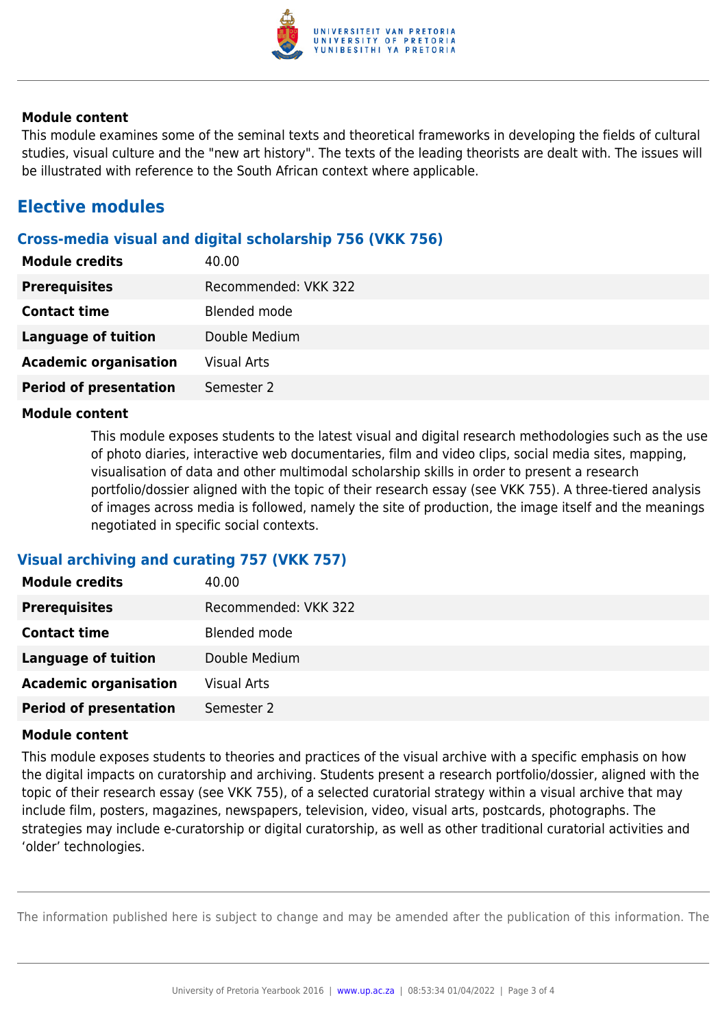**Module content**

This module examines some of the seminal texts and theoretical frameworks in developing the fields of cultural studies, visual culture and the "new art history". The texts of the leading theorists are dealt with. The issues will be illustrated with reference to the South African context where applicable.

## Elective modules

### Cross-media visual and digital scholarship 756 (VKK 756)

| | |
|---|---|
| **Module credits** | 40.00 |
| **Prerequisites** | Recommended: VKK 322 |
| **Contact time** | Blended mode |
| **Language of tuition** | Double Medium |
| **Academic organisation** | Visual Arts |
| **Period of presentation** | Semester 2 |

**Module content**

This module exposes students to the latest visual and digital research methodologies such as the use of photo diaries, interactive web documentaries, film and video clips, social media sites, mapping, visualisation of data and other multimodal scholarship skills in order to present a research portfolio/dossier aligned with the topic of their research essay (see VKK 755). A three-tiered analysis of images across media is followed, namely the site of production, the image itself and the meanings negotiated in specific social contexts.

### Visual archiving and curating 757 (VKK 757)

| | |
|---|---|
| **Module credits** | 40.00 |
| **Prerequisites** | Recommended: VKK 322 |
| **Contact time** | Blended mode |
| **Language of tuition** | Double Medium |
| **Academic organisation** | Visual Arts |
| **Period of presentation** | Semester 2 |

**Module content**

This module exposes students to theories and practices of the visual archive with a specific emphasis on how the digital impacts on curatorship and archiving. Students present a research portfolio/dossier, aligned with the topic of their research essay (see VKK 755), of a selected curatorial strategy within a visual archive that may include film, posters, magazines, newspapers, television, video, visual arts, postcards, photographs. The strategies may include e-curatorship or digital curatorship, as well as other traditional curatorial activities and 'older' technologies.

The information published here is subject to change and may be amended after the publication of this information. The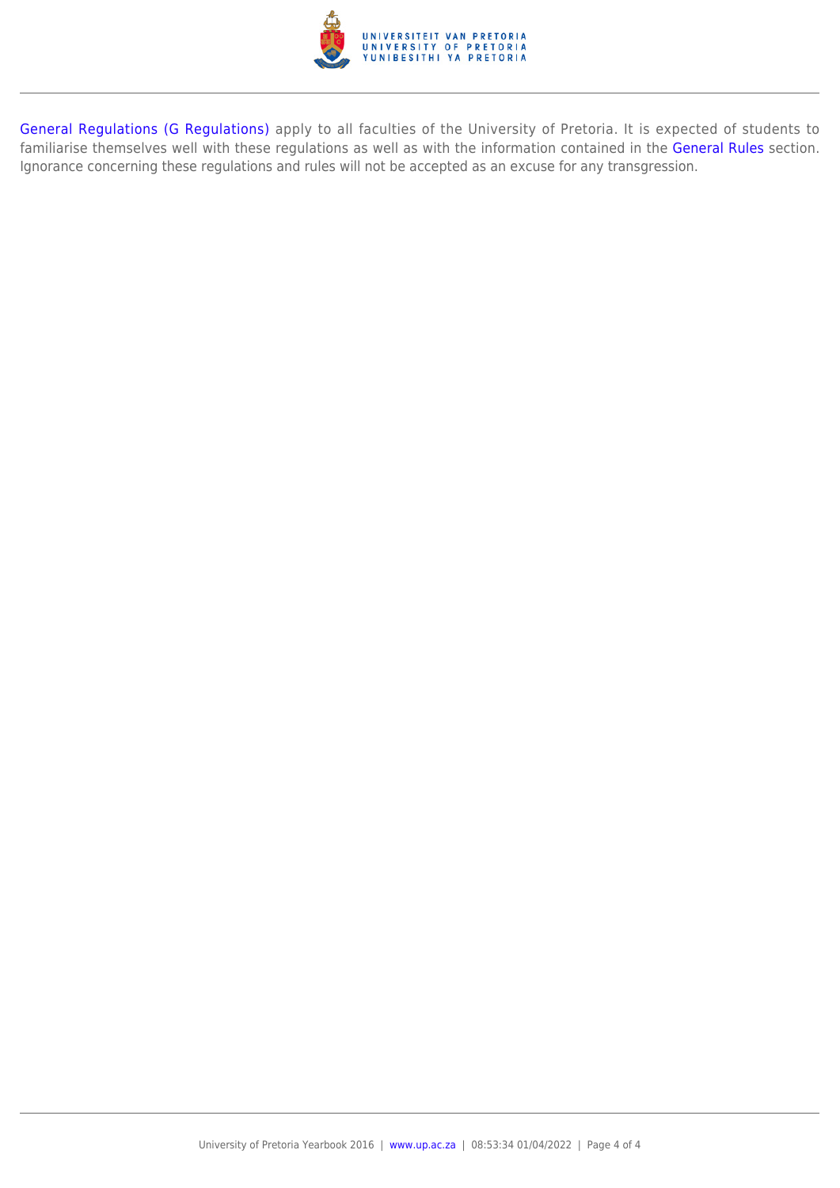General Regulations (G Regulations) apply to all faculties of the University of Pretoria. It is expected of students to familiarise themselves well with these regulations as well as with the information contained in the General Rules section. Ignorance concerning these regulations and rules will not be accepted as an excuse for any transgression.